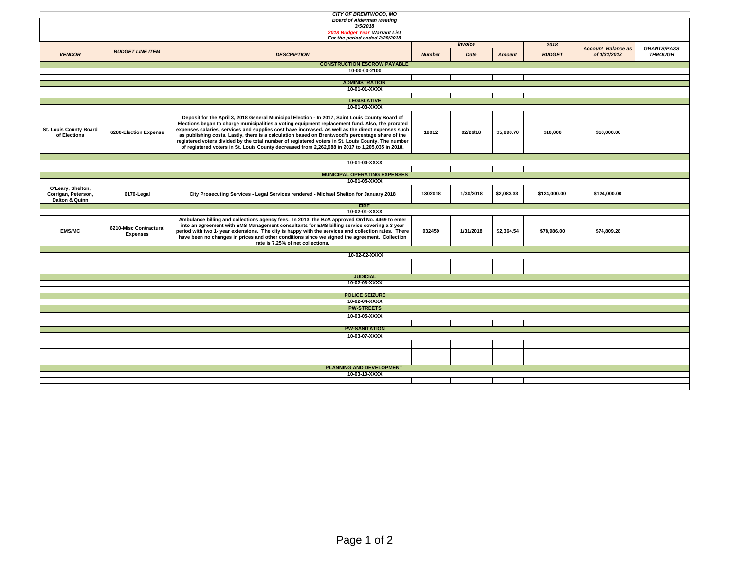**CITY OF BRENTWOOD, MO**
**Board of Alderman Meeting**
**3/5/2018**
**2018 Budget Year Warrant List**
**For the period ended 2/28/2018**

| VENDOR | BUDGET LINE ITEM | DESCRIPTION | Invoice Number | Invoice Date | Invoice Amount | 2018 BUDGET | Account Balance as of 1/31/2018 | GRANTS/PASS THROUGH |
|---|---|---|---|---|---|---|---|---|
| | | **CONSTRUCTION ESCROW PAYABLE** | | | | | | |
| | | **10-00-00-2100** | | | | | | |
| | | | | | | | | |
| | | **ADMINISTRATION** | | | | | | |
| | | **10-01-01-XXXX** | | | | | | |
| | | | | | | | | |
| | | **LEGISLATIVE** | | | | | | |
| | | **10-01-03-XXXX** | | | | | | |
| St. Louis County Board of Elections | 6280-Election Expense | Deposit for the April 3, 2018 General Municipal Election - In 2017, Saint Louis County Board of Elections began to charge municipalities a voting equipment replacement fund. Also, the prorated expenses salaries, services and supplies cost have increased. As well as the direct expenses such as publishing costs. Lastly, there is a calculation based on Brentwood's percentage share of the registered voters divided by the total number of registered voters in St. Louis County. The number of registered voters in St. Louis County decreased from 2,262,988 in 2017 to 1,205,035 in 2018. | 18012 | 02/26/18 | $5,890.70 | $10,000 | $10,000.00 | |
| | | | | | | | | |
| | | **10-01-04-XXXX** | | | | | | |
| | | | | | | | | |
| | | **MUNICIPAL OPERATING EXPENSES** | | | | | | |
| | | **10-01-05-XXXX** | | | | | | |
| O'Leary, Shelton, Corrigan, Peterson, Dalton & Quinn | 6170-Legal | City Prosecuting Services - Legal Services rendered - Michael Shelton for January 2018 | 1302018 | 1/30/2018 | $2,083.33 | $124,000.00 | $124,000.00 | |
| | | **FIRE** | | | | | | |
| | | **10-02-01-XXXX** | | | | | | |
| EMS/MC | 6210-Misc Contractural Expenses | Ambulance billing and collections agency fees. In 2013, the BoA approved Ord No. 4469 to enter into an agreement with EMS Management consultants for EMS billing service covering a 3 year period with two 1- year extensions. The city is happy with the services and collection rates. There have been no changes in prices and other conditions since we signed the agreement. Collection rate is 7.25% of net collections. | 032459 | 1/31/2018 | $2,364.54 | $78,986.00 | $74,809.28 | |
| | | | | | | | | |
| | | **10-02-02-XXXX** | | | | | | |
| | | | | | | | | |
| | | **JUDICIAL** | | | | | | |
| | | **10-02-03-XXXX** | | | | | | |
| | | | | | | | | |
| | | **POLICE SEIZURE** | | | | | | |
| | | **10-02-04-XXXX** | | | | | | |
| | | **PW-STREETS** | | | | | | |
| | | **10-03-05-XXXX** | | | | | | |
| | | | | | | | | |
| | | **PW-SANITATION** | | | | | | |
| | | **10-03-07-XXXX** | | | | | | |
| | | | | | | | | |
| | | | | | | | | |
| | | **PLANNING AND DEVELOPMENT** | | | | | | |
| | | **10-03-10-XXXX** | | | | | | |
| | | | | | | | | |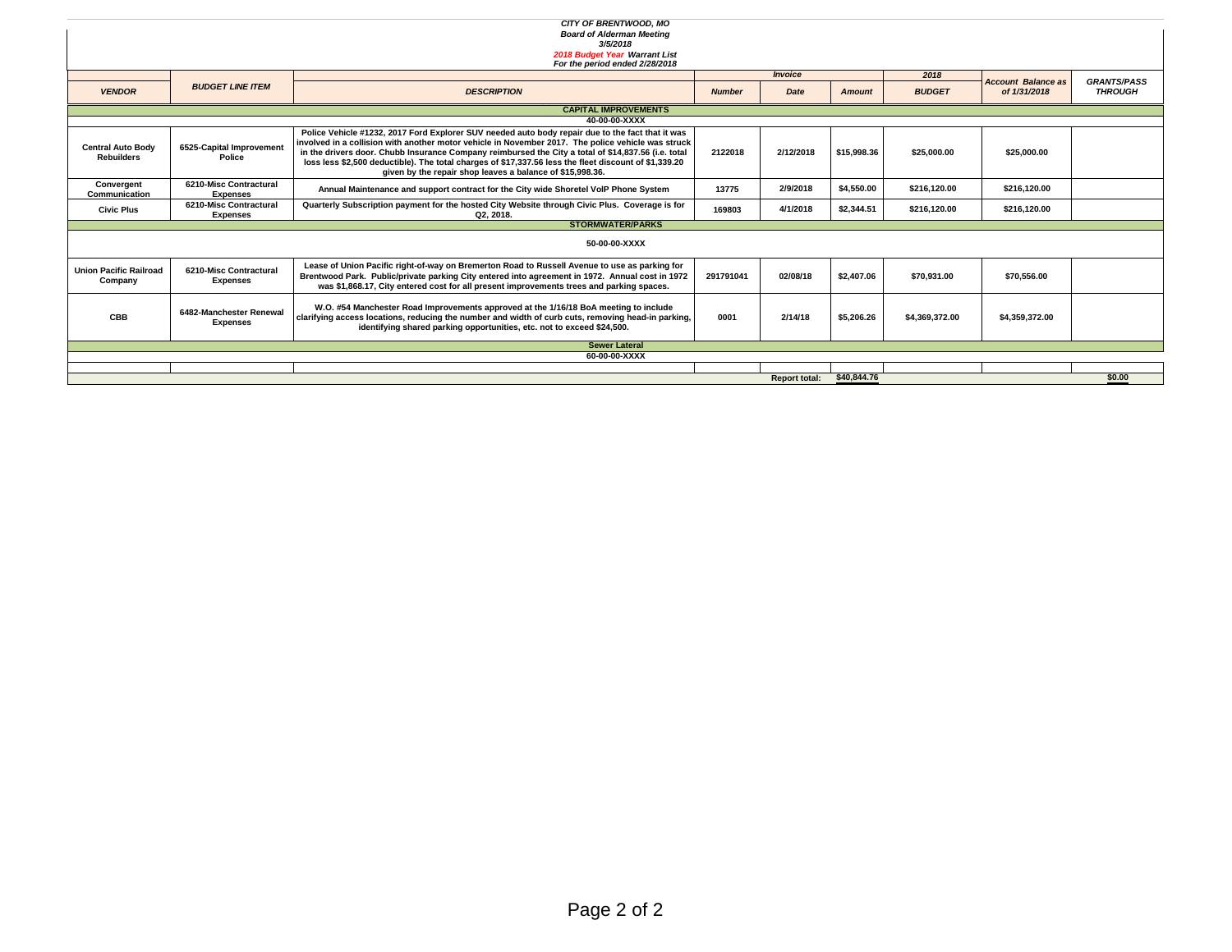*CITY OF BRENTWOOD, MO*
*Board of Alderman Meeting*
*3/5/2018*
*2018 Budget Year Warrant List*
*For the period ended 2/28/2018*

| VENDOR | BUDGET LINE ITEM | DESCRIPTION | Invoice Number | Invoice Date | Invoice Amount | 2018 BUDGET | Account Balance as of 1/31/2018 | GRANTS/PASS THROUGH |
|---|---|---|---|---|---|---|---|---|
| **CAPITAL IMPROVEMENTS 40-00-00-XXXX** | | | | | | | | |
| Central Auto Body Rebuilders | 6525-Capital Improvement Police | Police Vehicle #1232, 2017 Ford Explorer SUV needed auto body repair due to the fact that it was involved in a collision with another motor vehicle in November 2017. The police vehicle was struck in the drivers door. Chubb Insurance Company reimbursed the City a total of $14,837.56 (i.e. total loss less $2,500 deductible). The total charges of $17,337.56 less the fleet discount of $1,339.20 given by the repair shop leaves a balance of $15,998.36. | 2122018 | 2/12/2018 | $15,998.36 | $25,000.00 | $25,000.00 | |
| Convergent Communication | 6210-Misc Contractural Expenses | Annual Maintenance and support contract for the City wide Shoretel VoIP Phone System | 13775 | 2/9/2018 | $4,550.00 | $216,120.00 | $216,120.00 | |
| Civic Plus | 6210-Misc Contractural Expenses | Quarterly Subscription payment for the hosted City Website through Civic Plus. Coverage is for Q2, 2018. | 169803 | 4/1/2018 | $2,344.51 | $216,120.00 | $216,120.00 | |
| **STORMWATER/PARKS 50-00-00-XXXX** | | | | | | | | |
| Union Pacific Railroad Company | 6210-Misc Contractural Expenses | Lease of Union Pacific right-of-way on Bremerton Road to Russell Avenue to use as parking for Brentwood Park. Public/private parking City entered into agreement in 1972. Annual cost in 1972 was $1,868.17, City entered cost for all present improvements trees and parking spaces. | 291791041 | 02/08/18 | $2,407.06 | $70,931.00 | $70,556.00 | |
| CBB | 6482-Manchester Renewal Expenses | W.O. #54 Manchester Road Improvements approved at the 1/16/18 BoA meeting to include clarifying access locations, reducing the number and width of curb cuts, removing head-in parking, identifying shared parking opportunities, etc. not to exceed $24,500. | 0001 | 2/14/18 | $5,206.26 | $4,369,372.00 | $4,359,372.00 | |
| **Sewer Lateral 60-00-00-XXXX** | | | | | | | | |
| | | | | | | | | |
| | | | | Report total: | $40,844.76 | | | $0.00 |